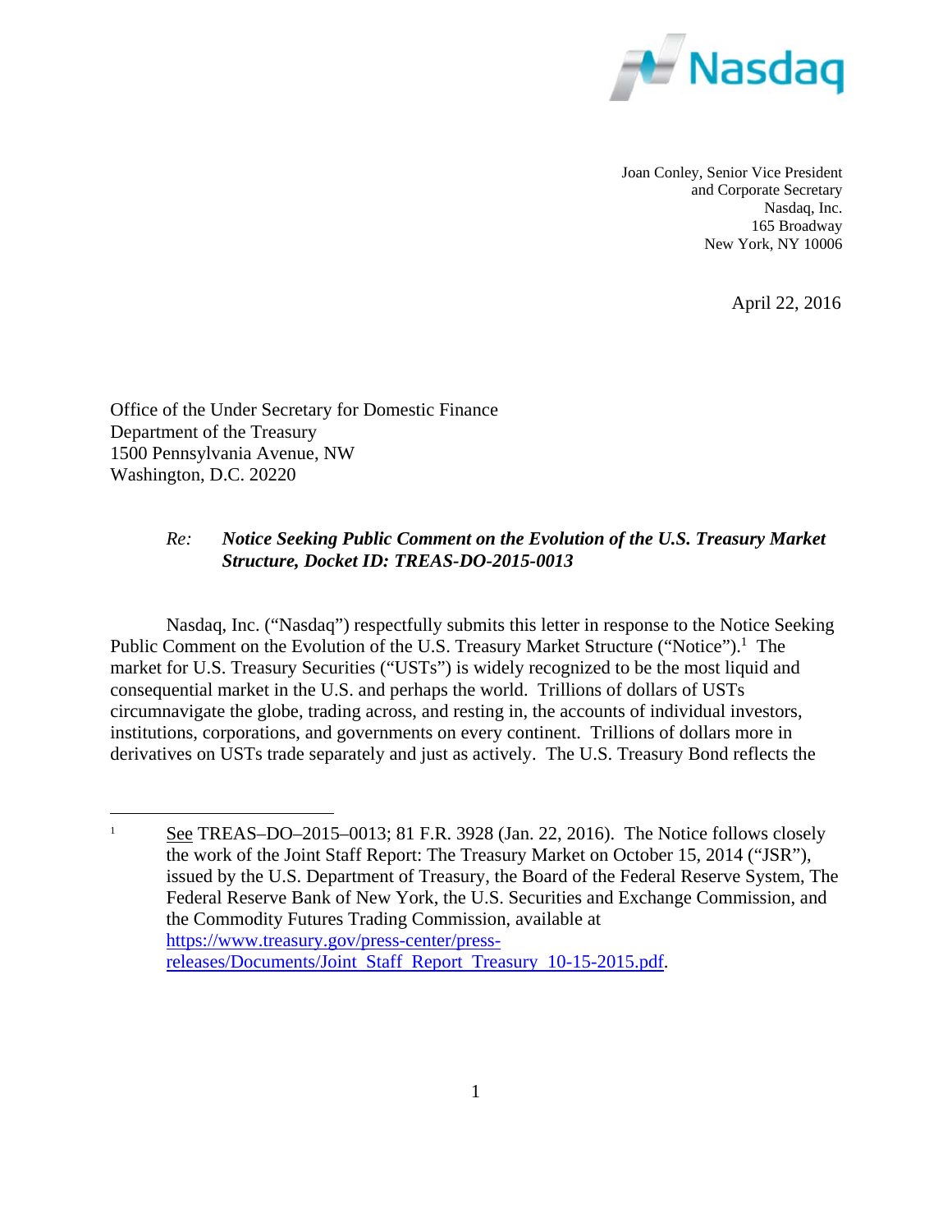Joan Conley, Senior Vice President
and Corporate Secretary
Nasdaq, Inc.
165 Broadway
New York, NY 10006

April 22, 2016

Office of the Under Secretary for Domestic Finance
Department of the Treasury
1500 Pennsylvania Avenue, NW
Washington, D.C. 20220

*Re:* ***Notice Seeking Public Comment on the Evolution of the U.S. Treasury Market Structure, Docket ID: TREAS-DO-2015-0013***

Nasdaq, Inc. ("Nasdaq") respectfully submits this letter in response to the Notice Seeking Public Comment on the Evolution of the U.S. Treasury Market Structure ("Notice").[1] The market for U.S. Treasury Securities ("USTs") is widely recognized to be the most liquid and consequential market in the U.S. and perhaps the world. Trillions of dollars of USTs circumnavigate the globe, trading across, and resting in, the accounts of individual investors, institutions, corporations, and governments on every continent. Trillions of dollars more in derivatives on USTs trade separately and just as actively. The U.S. Treasury Bond reflects the

---

[1] See TREAS–DO–2015–0013; 81 F.R. 3928 (Jan. 22, 2016). The Notice follows closely the work of the Joint Staff Report: The Treasury Market on October 15, 2014 ("JSR"), issued by the U.S. Department of Treasury, the Board of the Federal Reserve System, The Federal Reserve Bank of New York, the U.S. Securities and Exchange Commission, and the Commodity Futures Trading Commission, available at https://www.treasury.gov/press-center/press-releases/Documents/Joint_Staff_Report_Treasury_10-15-2015.pdf.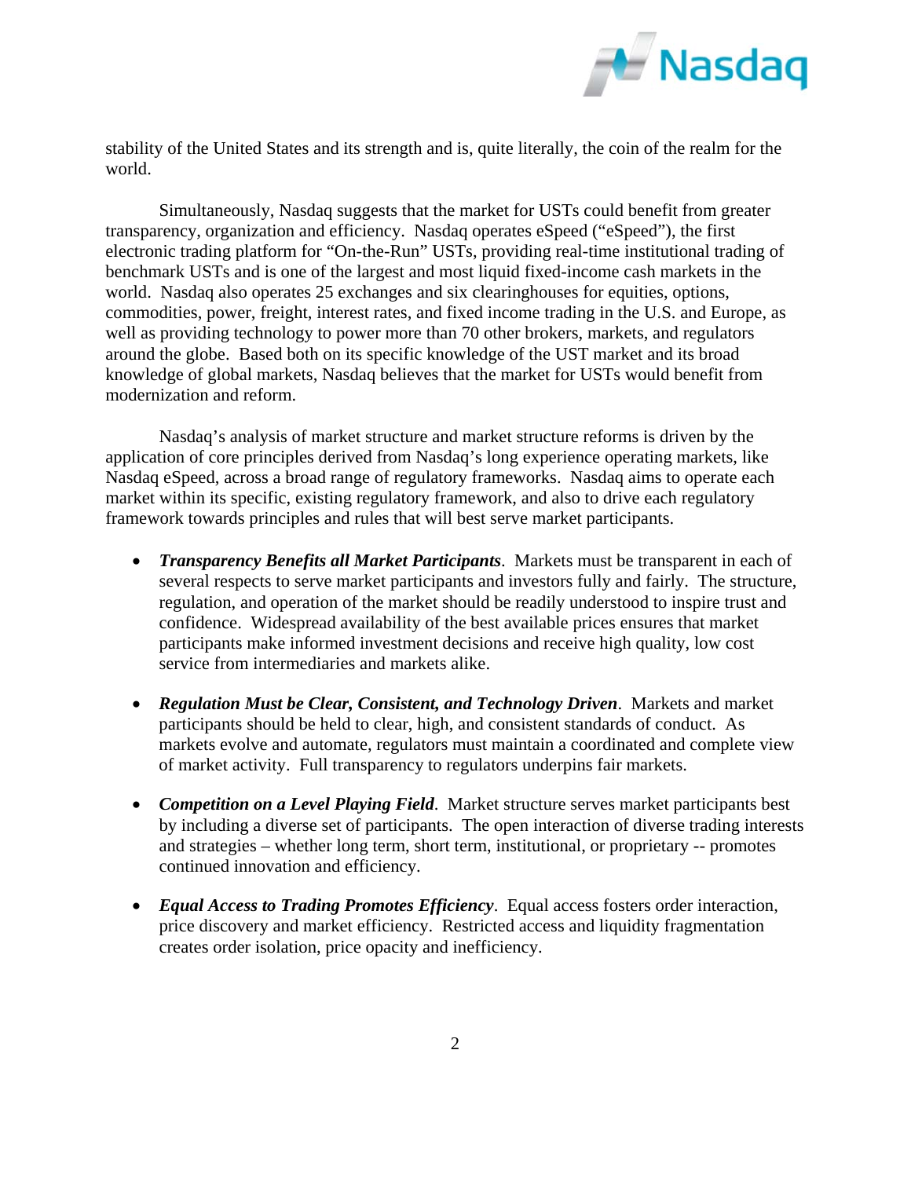stability of the United States and its strength and is, quite literally, the coin of the realm for the world.

Simultaneously, Nasdaq suggests that the market for USTs could benefit from greater transparency, organization and efficiency. Nasdaq operates eSpeed ("eSpeed"), the first electronic trading platform for "On-the-Run" USTs, providing real-time institutional trading of benchmark USTs and is one of the largest and most liquid fixed-income cash markets in the world. Nasdaq also operates 25 exchanges and six clearinghouses for equities, options, commodities, power, freight, interest rates, and fixed income trading in the U.S. and Europe, as well as providing technology to power more than 70 other brokers, markets, and regulators around the globe. Based both on its specific knowledge of the UST market and its broad knowledge of global markets, Nasdaq believes that the market for USTs would benefit from modernization and reform.

Nasdaq's analysis of market structure and market structure reforms is driven by the application of core principles derived from Nasdaq's long experience operating markets, like Nasdaq eSpeed, across a broad range of regulatory frameworks. Nasdaq aims to operate each market within its specific, existing regulatory framework, and also to drive each regulatory framework towards principles and rules that will best serve market participants.

- ***Transparency Benefits all Market Participants***. Markets must be transparent in each of several respects to serve market participants and investors fully and fairly. The structure, regulation, and operation of the market should be readily understood to inspire trust and confidence. Widespread availability of the best available prices ensures that market participants make informed investment decisions and receive high quality, low cost service from intermediaries and markets alike.

- ***Regulation Must be Clear, Consistent, and Technology Driven***. Markets and market participants should be held to clear, high, and consistent standards of conduct. As markets evolve and automate, regulators must maintain a coordinated and complete view of market activity. Full transparency to regulators underpins fair markets.

- ***Competition on a Level Playing Field***. Market structure serves market participants best by including a diverse set of participants. The open interaction of diverse trading interests and strategies – whether long term, short term, institutional, or proprietary -- promotes continued innovation and efficiency.

- ***Equal Access to Trading Promotes Efficiency***. Equal access fosters order interaction, price discovery and market efficiency. Restricted access and liquidity fragmentation creates order isolation, price opacity and inefficiency.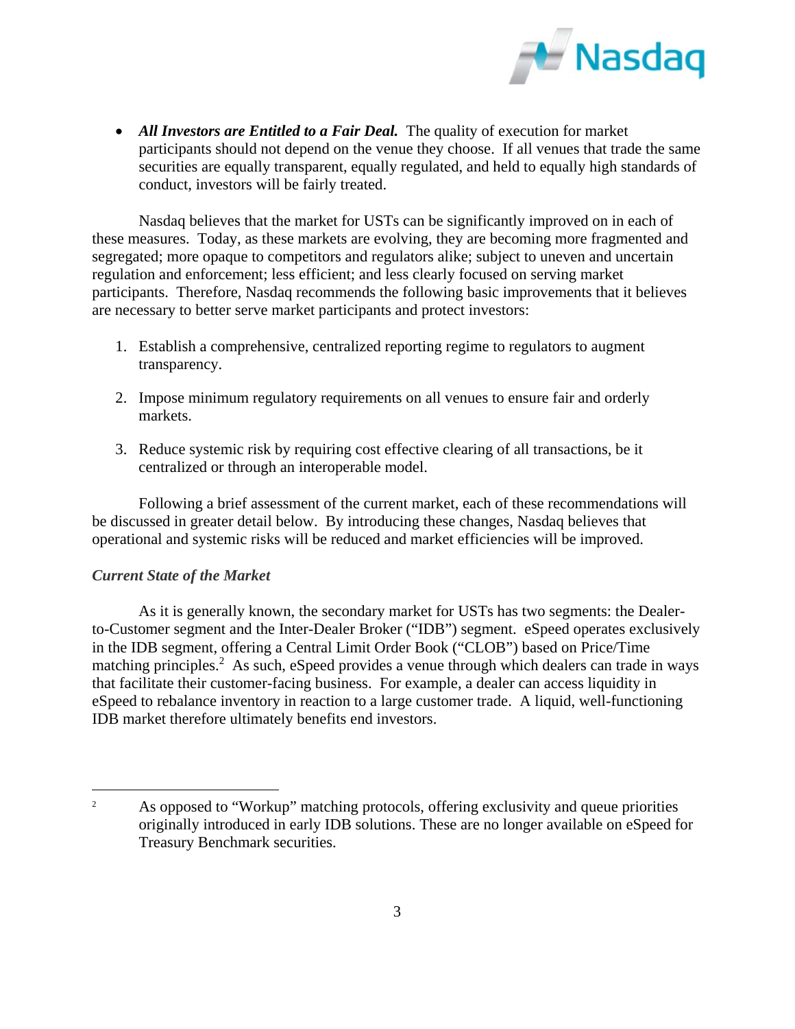- ***All Investors are Entitled to a Fair Deal.*** The quality of execution for market participants should not depend on the venue they choose. If all venues that trade the same securities are equally transparent, equally regulated, and held to equally high standards of conduct, investors will be fairly treated.

Nasdaq believes that the market for USTs can be significantly improved on in each of these measures. Today, as these markets are evolving, they are becoming more fragmented and segregated; more opaque to competitors and regulators alike; subject to uneven and uncertain regulation and enforcement; less efficient; and less clearly focused on serving market participants. Therefore, Nasdaq recommends the following basic improvements that it believes are necessary to better serve market participants and protect investors:

1. Establish a comprehensive, centralized reporting regime to regulators to augment transparency.

2. Impose minimum regulatory requirements on all venues to ensure fair and orderly markets.

3. Reduce systemic risk by requiring cost effective clearing of all transactions, be it centralized or through an interoperable model.

Following a brief assessment of the current market, each of these recommendations will be discussed in greater detail below. By introducing these changes, Nasdaq believes that operational and systemic risks will be reduced and market efficiencies will be improved.

*Current State of the Market*

As it is generally known, the secondary market for USTs has two segments: the Dealer-to-Customer segment and the Inter-Dealer Broker ("IDB") segment. eSpeed operates exclusively in the IDB segment, offering a Central Limit Order Book ("CLOB") based on Price/Time matching principles.[2] As such, eSpeed provides a venue through which dealers can trade in ways that facilitate their customer-facing business. For example, a dealer can access liquidity in eSpeed to rebalance inventory in reaction to a large customer trade. A liquid, well-functioning IDB market therefore ultimately benefits end investors.

---

[2] As opposed to "Workup" matching protocols, offering exclusivity and queue priorities originally introduced in early IDB solutions. These are no longer available on eSpeed for Treasury Benchmark securities.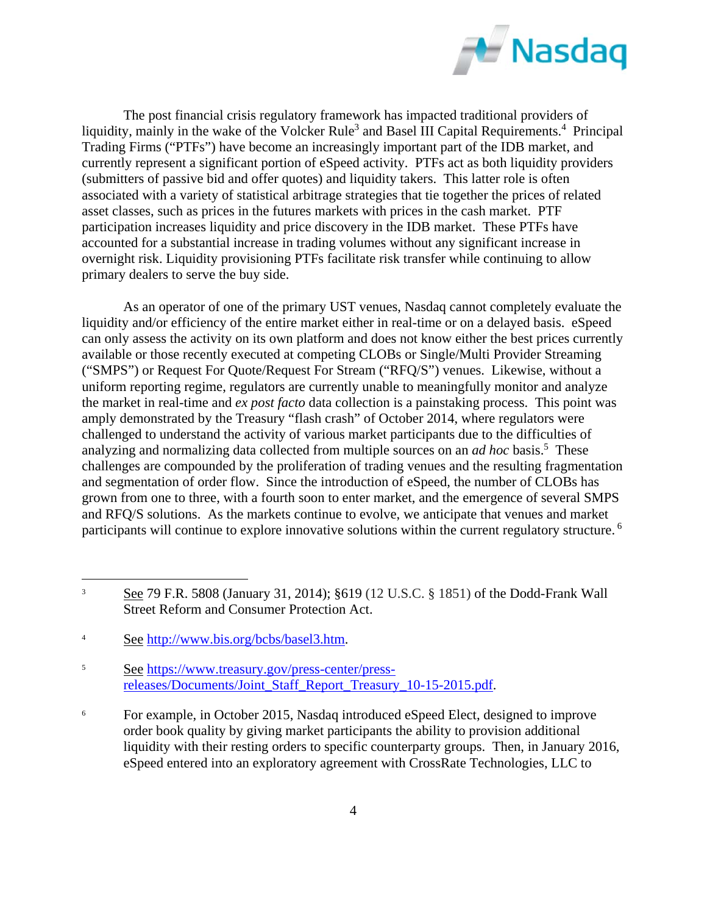The post financial crisis regulatory framework has impacted traditional providers of liquidity, mainly in the wake of the Volcker Rule[3] and Basel III Capital Requirements.[4] Principal Trading Firms ("PTFs") have become an increasingly important part of the IDB market, and currently represent a significant portion of eSpeed activity. PTFs act as both liquidity providers (submitters of passive bid and offer quotes) and liquidity takers. This latter role is often associated with a variety of statistical arbitrage strategies that tie together the prices of related asset classes, such as prices in the futures markets with prices in the cash market. PTF participation increases liquidity and price discovery in the IDB market. These PTFs have accounted for a substantial increase in trading volumes without any significant increase in overnight risk. Liquidity provisioning PTFs facilitate risk transfer while continuing to allow primary dealers to serve the buy side.

As an operator of one of the primary UST venues, Nasdaq cannot completely evaluate the liquidity and/or efficiency of the entire market either in real-time or on a delayed basis. eSpeed can only assess the activity on its own platform and does not know either the best prices currently available or those recently executed at competing CLOBs or Single/Multi Provider Streaming ("SMPS") or Request For Quote/Request For Stream ("RFQ/S") venues. Likewise, without a uniform reporting regime, regulators are currently unable to meaningfully monitor and analyze the market in real-time and *ex post facto* data collection is a painstaking process. This point was amply demonstrated by the Treasury "flash crash" of October 2014, where regulators were challenged to understand the activity of various market participants due to the difficulties of analyzing and normalizing data collected from multiple sources on an *ad hoc* basis.[5] These challenges are compounded by the proliferation of trading venues and the resulting fragmentation and segmentation of order flow. Since the introduction of eSpeed, the number of CLOBs has grown from one to three, with a fourth soon to enter market, and the emergence of several SMPS and RFQ/S solutions. As the markets continue to evolve, we anticipate that venues and market participants will continue to explore innovative solutions within the current regulatory structure.[6]

---

[3] See 79 F.R. 5808 (January 31, 2014); §619 (12 U.S.C. § 1851) of the Dodd-Frank Wall Street Reform and Consumer Protection Act.

[4] See http://www.bis.org/bcbs/basel3.htm.

[5] See https://www.treasury.gov/press-center/press-releases/Documents/Joint_Staff_Report_Treasury_10-15-2015.pdf.

[6] For example, in October 2015, Nasdaq introduced eSpeed Elect, designed to improve order book quality by giving market participants the ability to provision additional liquidity with their resting orders to specific counterparty groups. Then, in January 2016, eSpeed entered into an exploratory agreement with CrossRate Technologies, LLC to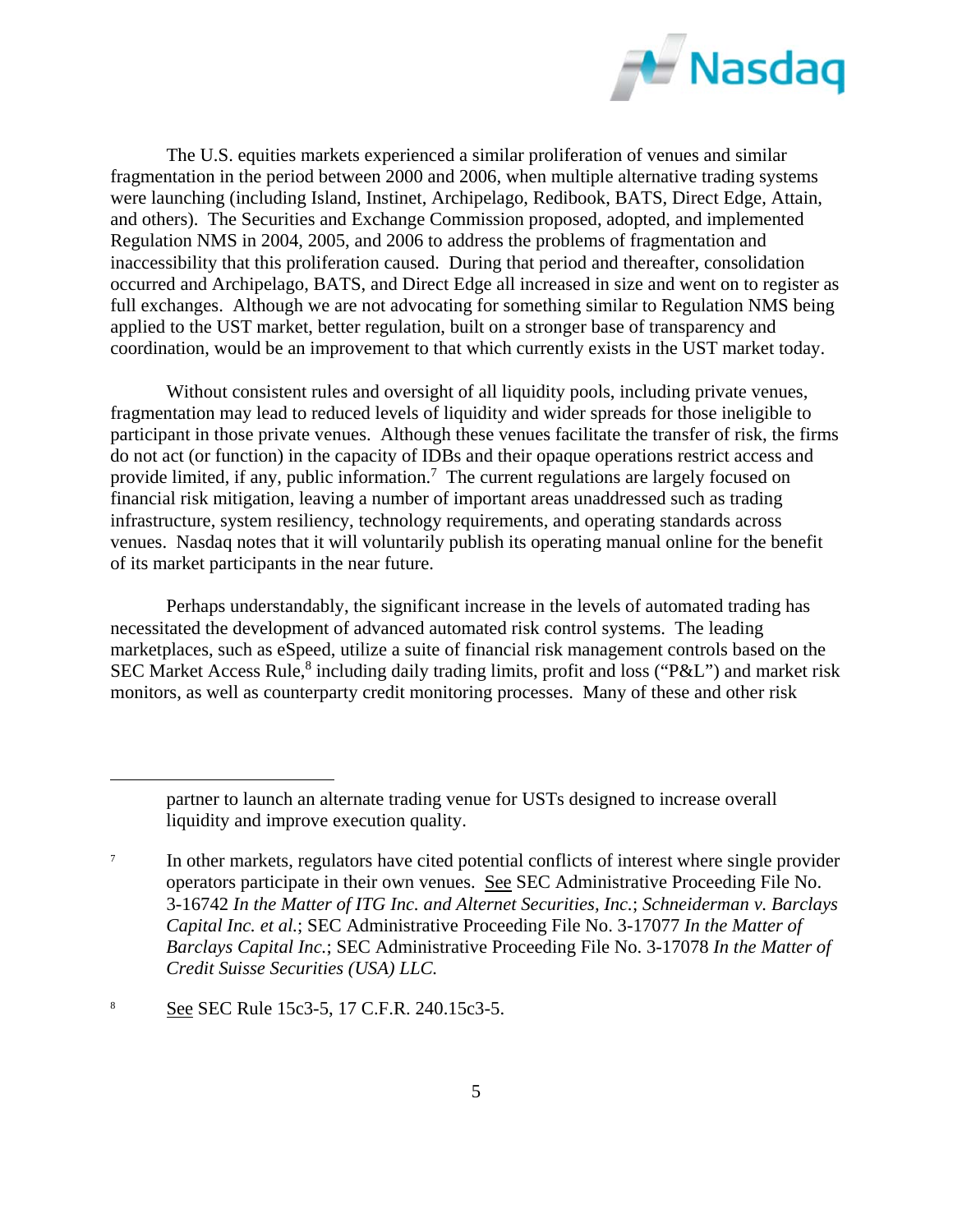The U.S. equities markets experienced a similar proliferation of venues and similar fragmentation in the period between 2000 and 2006, when multiple alternative trading systems were launching (including Island, Instinet, Archipelago, Redibook, BATS, Direct Edge, Attain, and others). The Securities and Exchange Commission proposed, adopted, and implemented Regulation NMS in 2004, 2005, and 2006 to address the problems of fragmentation and inaccessibility that this proliferation caused. During that period and thereafter, consolidation occurred and Archipelago, BATS, and Direct Edge all increased in size and went on to register as full exchanges. Although we are not advocating for something similar to Regulation NMS being applied to the UST market, better regulation, built on a stronger base of transparency and coordination, would be an improvement to that which currently exists in the UST market today.

Without consistent rules and oversight of all liquidity pools, including private venues, fragmentation may lead to reduced levels of liquidity and wider spreads for those ineligible to participant in those private venues. Although these venues facilitate the transfer of risk, the firms do not act (or function) in the capacity of IDBs and their opaque operations restrict access and provide limited, if any, public information.[7] The current regulations are largely focused on financial risk mitigation, leaving a number of important areas unaddressed such as trading infrastructure, system resiliency, technology requirements, and operating standards across venues. Nasdaq notes that it will voluntarily publish its operating manual online for the benefit of its market participants in the near future.

Perhaps understandably, the significant increase in the levels of automated trading has necessitated the development of advanced automated risk control systems. The leading marketplaces, such as eSpeed, utilize a suite of financial risk management controls based on the SEC Market Access Rule,[8] including daily trading limits, profit and loss ("P&L") and market risk monitors, as well as counterparty credit monitoring processes. Many of these and other risk

---

partner to launch an alternate trading venue for USTs designed to increase overall liquidity and improve execution quality.

[7] In other markets, regulators have cited potential conflicts of interest where single provider operators participate in their own venues. See SEC Administrative Proceeding File No. 3-16742 *In the Matter of ITG Inc. and Alternet Securities, Inc.*; *Schneiderman v. Barclays Capital Inc. et al.*; SEC Administrative Proceeding File No. 3-17077 *In the Matter of Barclays Capital Inc.*; SEC Administrative Proceeding File No. 3-17078 *In the Matter of Credit Suisse Securities (USA) LLC.*

[8] See SEC Rule 15c3-5, 17 C.F.R. 240.15c3-5.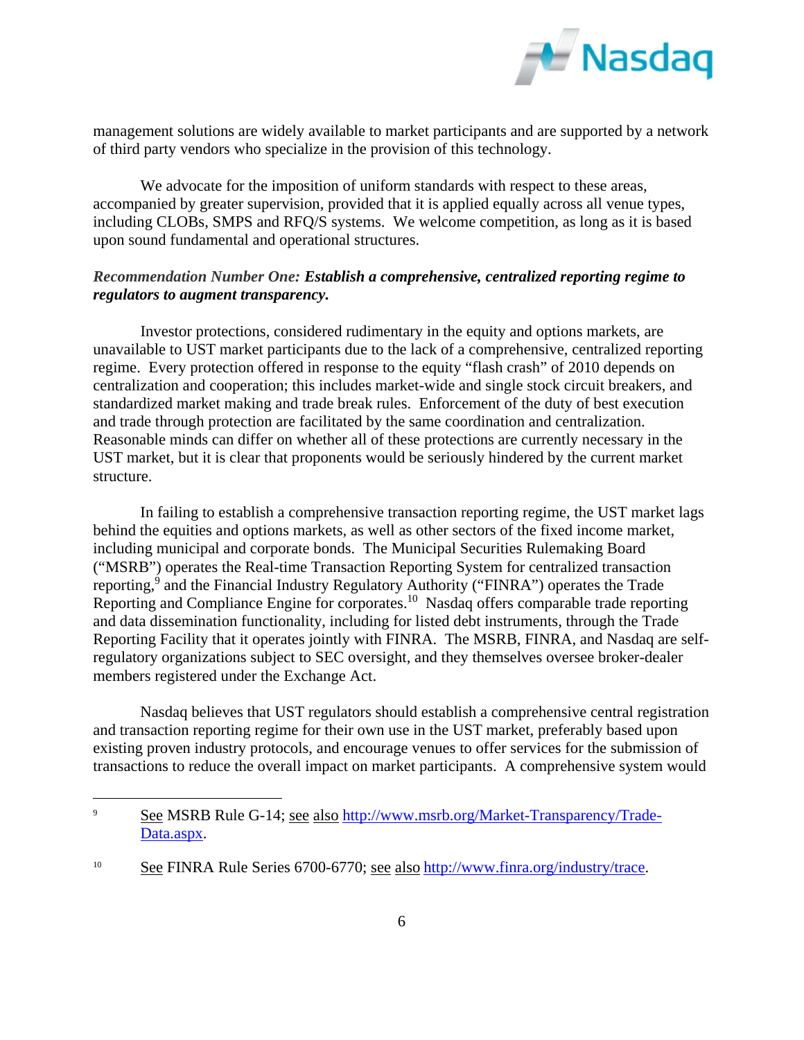management solutions are widely available to market participants and are supported by a network of third party vendors who specialize in the provision of this technology.

We advocate for the imposition of uniform standards with respect to these areas, accompanied by greater supervision, provided that it is applied equally across all venue types, including CLOBs, SMPS and RFQ/S systems. We welcome competition, as long as it is based upon sound fundamental and operational structures.

*Recommendation Number One:* ***Establish a comprehensive, centralized reporting regime to regulators to augment transparency.***

Investor protections, considered rudimentary in the equity and options markets, are unavailable to UST market participants due to the lack of a comprehensive, centralized reporting regime. Every protection offered in response to the equity "flash crash" of 2010 depends on centralization and cooperation; this includes market-wide and single stock circuit breakers, and standardized market making and trade break rules. Enforcement of the duty of best execution and trade through protection are facilitated by the same coordination and centralization. Reasonable minds can differ on whether all of these protections are currently necessary in the UST market, but it is clear that proponents would be seriously hindered by the current market structure.

In failing to establish a comprehensive transaction reporting regime, the UST market lags behind the equities and options markets, as well as other sectors of the fixed income market, including municipal and corporate bonds. The Municipal Securities Rulemaking Board ("MSRB") operates the Real-time Transaction Reporting System for centralized transaction reporting,[9] and the Financial Industry Regulatory Authority ("FINRA") operates the Trade Reporting and Compliance Engine for corporates.[10] Nasdaq offers comparable trade reporting and data dissemination functionality, including for listed debt instruments, through the Trade Reporting Facility that it operates jointly with FINRA. The MSRB, FINRA, and Nasdaq are self-regulatory organizations subject to SEC oversight, and they themselves oversee broker-dealer members registered under the Exchange Act.

Nasdaq believes that UST regulators should establish a comprehensive central registration and transaction reporting regime for their own use in the UST market, preferably based upon existing proven industry protocols, and encourage venues to offer services for the submission of transactions to reduce the overall impact on market participants. A comprehensive system would

---

[9] See MSRB Rule G-14; see also http://www.msrb.org/Market-Transparency/Trade-Data.aspx.

[10] See FINRA Rule Series 6700-6770; see also http://www.finra.org/industry/trace.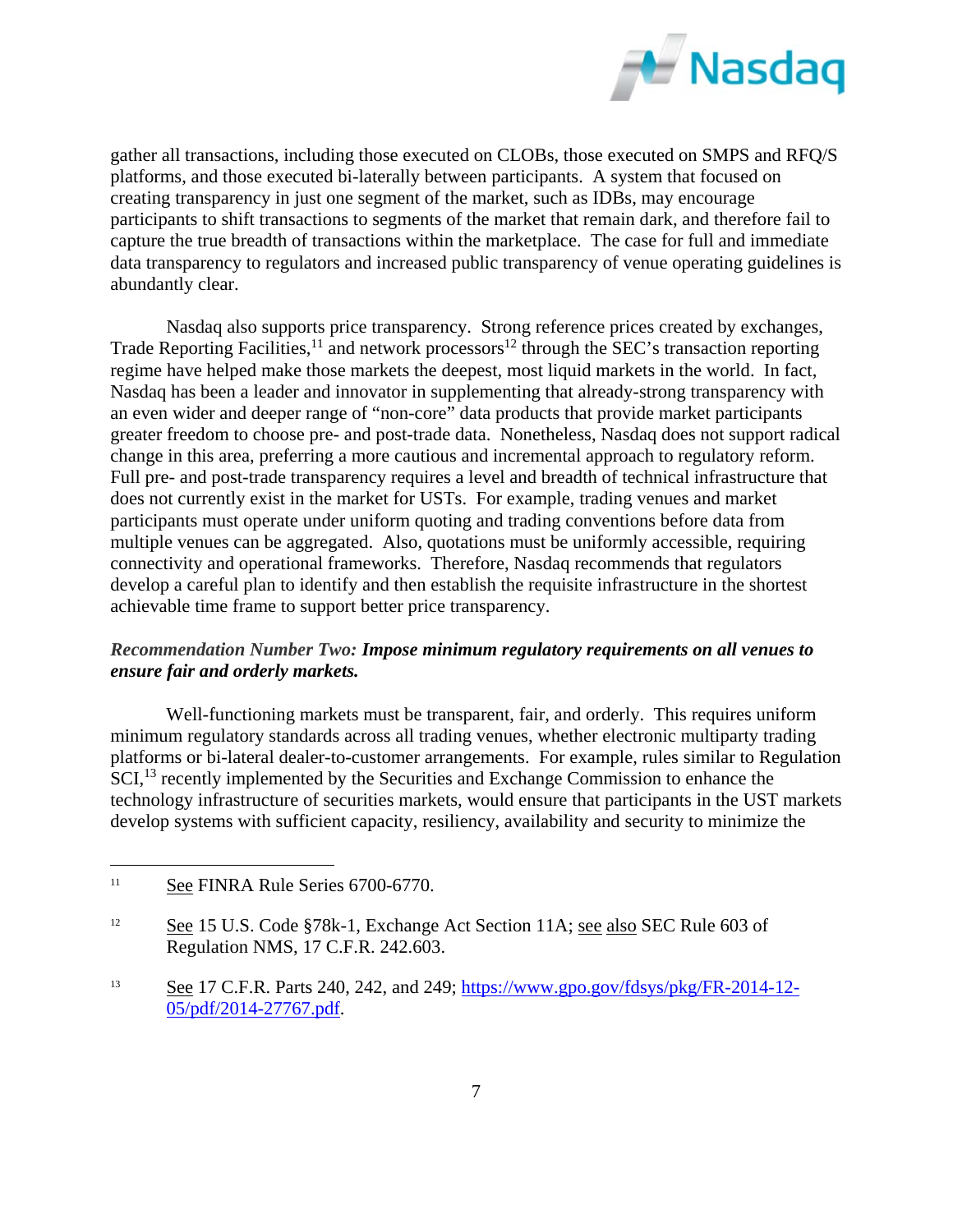gather all transactions, including those executed on CLOBs, those executed on SMPS and RFQ/S platforms, and those executed bi-laterally between participants. A system that focused on creating transparency in just one segment of the market, such as IDBs, may encourage participants to shift transactions to segments of the market that remain dark, and therefore fail to capture the true breadth of transactions within the marketplace. The case for full and immediate data transparency to regulators and increased public transparency of venue operating guidelines is abundantly clear.

Nasdaq also supports price transparency. Strong reference prices created by exchanges, Trade Reporting Facilities,[11] and network processors[12] through the SEC's transaction reporting regime have helped make those markets the deepest, most liquid markets in the world. In fact, Nasdaq has been a leader and innovator in supplementing that already-strong transparency with an even wider and deeper range of "non-core" data products that provide market participants greater freedom to choose pre- and post-trade data. Nonetheless, Nasdaq does not support radical change in this area, preferring a more cautious and incremental approach to regulatory reform. Full pre- and post-trade transparency requires a level and breadth of technical infrastructure that does not currently exist in the market for USTs. For example, trading venues and market participants must operate under uniform quoting and trading conventions before data from multiple venues can be aggregated. Also, quotations must be uniformly accessible, requiring connectivity and operational frameworks. Therefore, Nasdaq recommends that regulators develop a careful plan to identify and then establish the requisite infrastructure in the shortest achievable time frame to support better price transparency.

*Recommendation Number Two:* ***Impose minimum regulatory requirements on all venues to ensure fair and orderly markets.***

Well-functioning markets must be transparent, fair, and orderly. This requires uniform minimum regulatory standards across all trading venues, whether electronic multiparty trading platforms or bi-lateral dealer-to-customer arrangements. For example, rules similar to Regulation SCI,[13] recently implemented by the Securities and Exchange Commission to enhance the technology infrastructure of securities markets, would ensure that participants in the UST markets develop systems with sufficient capacity, resiliency, availability and security to minimize the

---

[11] See FINRA Rule Series 6700-6770.

[12] See 15 U.S. Code §78k-1, Exchange Act Section 11A; see also SEC Rule 603 of Regulation NMS, 17 C.F.R. 242.603.

[13] See 17 C.F.R. Parts 240, 242, and 249; https://www.gpo.gov/fdsys/pkg/FR-2014-12-05/pdf/2014-27767.pdf.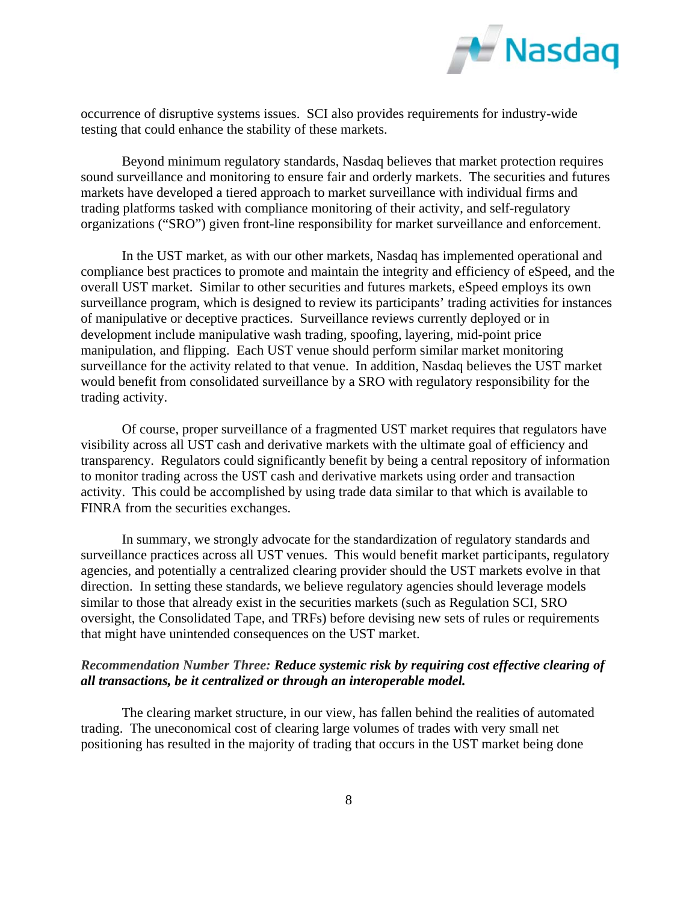occurrence of disruptive systems issues. SCI also provides requirements for industry-wide testing that could enhance the stability of these markets.

Beyond minimum regulatory standards, Nasdaq believes that market protection requires sound surveillance and monitoring to ensure fair and orderly markets. The securities and futures markets have developed a tiered approach to market surveillance with individual firms and trading platforms tasked with compliance monitoring of their activity, and self-regulatory organizations ("SRO") given front-line responsibility for market surveillance and enforcement.

In the UST market, as with our other markets, Nasdaq has implemented operational and compliance best practices to promote and maintain the integrity and efficiency of eSpeed, and the overall UST market. Similar to other securities and futures markets, eSpeed employs its own surveillance program, which is designed to review its participants' trading activities for instances of manipulative or deceptive practices. Surveillance reviews currently deployed or in development include manipulative wash trading, spoofing, layering, mid-point price manipulation, and flipping. Each UST venue should perform similar market monitoring surveillance for the activity related to that venue. In addition, Nasdaq believes the UST market would benefit from consolidated surveillance by a SRO with regulatory responsibility for the trading activity.

Of course, proper surveillance of a fragmented UST market requires that regulators have visibility across all UST cash and derivative markets with the ultimate goal of efficiency and transparency. Regulators could significantly benefit by being a central repository of information to monitor trading across the UST cash and derivative markets using order and transaction activity. This could be accomplished by using trade data similar to that which is available to FINRA from the securities exchanges.

In summary, we strongly advocate for the standardization of regulatory standards and surveillance practices across all UST venues. This would benefit market participants, regulatory agencies, and potentially a centralized clearing provider should the UST markets evolve in that direction. In setting these standards, we believe regulatory agencies should leverage models similar to those that already exist in the securities markets (such as Regulation SCI, SRO oversight, the Consolidated Tape, and TRFs) before devising new sets of rules or requirements that might have unintended consequences on the UST market.

*Recommendation Number Three:* ***Reduce systemic risk by requiring cost effective clearing of all transactions, be it centralized or through an interoperable model.***

The clearing market structure, in our view, has fallen behind the realities of automated trading. The uneconomical cost of clearing large volumes of trades with very small net positioning has resulted in the majority of trading that occurs in the UST market being done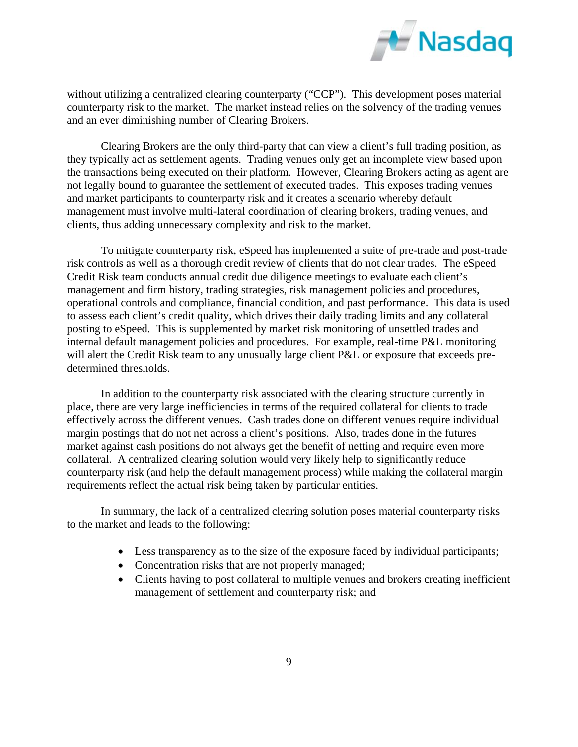without utilizing a centralized clearing counterparty ("CCP"). This development poses material counterparty risk to the market. The market instead relies on the solvency of the trading venues and an ever diminishing number of Clearing Brokers.

Clearing Brokers are the only third-party that can view a client's full trading position, as they typically act as settlement agents. Trading venues only get an incomplete view based upon the transactions being executed on their platform. However, Clearing Brokers acting as agent are not legally bound to guarantee the settlement of executed trades. This exposes trading venues and market participants to counterparty risk and it creates a scenario whereby default management must involve multi-lateral coordination of clearing brokers, trading venues, and clients, thus adding unnecessary complexity and risk to the market.

To mitigate counterparty risk, eSpeed has implemented a suite of pre-trade and post-trade risk controls as well as a thorough credit review of clients that do not clear trades. The eSpeed Credit Risk team conducts annual credit due diligence meetings to evaluate each client's management and firm history, trading strategies, risk management policies and procedures, operational controls and compliance, financial condition, and past performance. This data is used to assess each client's credit quality, which drives their daily trading limits and any collateral posting to eSpeed. This is supplemented by market risk monitoring of unsettled trades and internal default management policies and procedures. For example, real-time P&L monitoring will alert the Credit Risk team to any unusually large client P&L or exposure that exceeds pre-determined thresholds.

In addition to the counterparty risk associated with the clearing structure currently in place, there are very large inefficiencies in terms of the required collateral for clients to trade effectively across the different venues. Cash trades done on different venues require individual margin postings that do not net across a client's positions. Also, trades done in the futures market against cash positions do not always get the benefit of netting and require even more collateral. A centralized clearing solution would very likely help to significantly reduce counterparty risk (and help the default management process) while making the collateral margin requirements reflect the actual risk being taken by particular entities.

In summary, the lack of a centralized clearing solution poses material counterparty risks to the market and leads to the following:

- Less transparency as to the size of the exposure faced by individual participants;
- Concentration risks that are not properly managed;
- Clients having to post collateral to multiple venues and brokers creating inefficient management of settlement and counterparty risk; and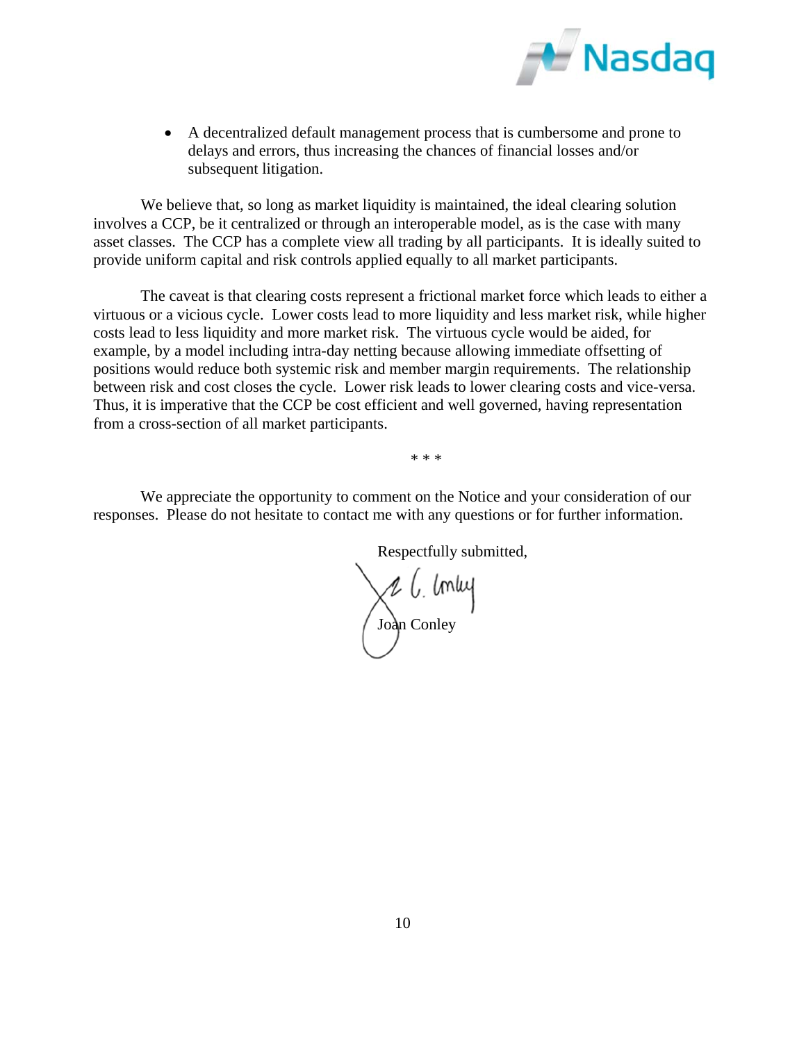- A decentralized default management process that is cumbersome and prone to delays and errors, thus increasing the chances of financial losses and/or subsequent litigation.

We believe that, so long as market liquidity is maintained, the ideal clearing solution involves a CCP, be it centralized or through an interoperable model, as is the case with many asset classes. The CCP has a complete view all trading by all participants. It is ideally suited to provide uniform capital and risk controls applied equally to all market participants.

The caveat is that clearing costs represent a frictional market force which leads to either a virtuous or a vicious cycle. Lower costs lead to more liquidity and less market risk, while higher costs lead to less liquidity and more market risk. The virtuous cycle would be aided, for example, by a model including intra-day netting because allowing immediate offsetting of positions would reduce both systemic risk and member margin requirements. The relationship between risk and cost closes the cycle. Lower risk leads to lower clearing costs and vice-versa. Thus, it is imperative that the CCP be cost efficient and well governed, having representation from a cross-section of all market participants.

* * *

We appreciate the opportunity to comment on the Notice and your consideration of our responses. Please do not hesitate to contact me with any questions or for further information.

Respectfully submitted,

Joan Conley